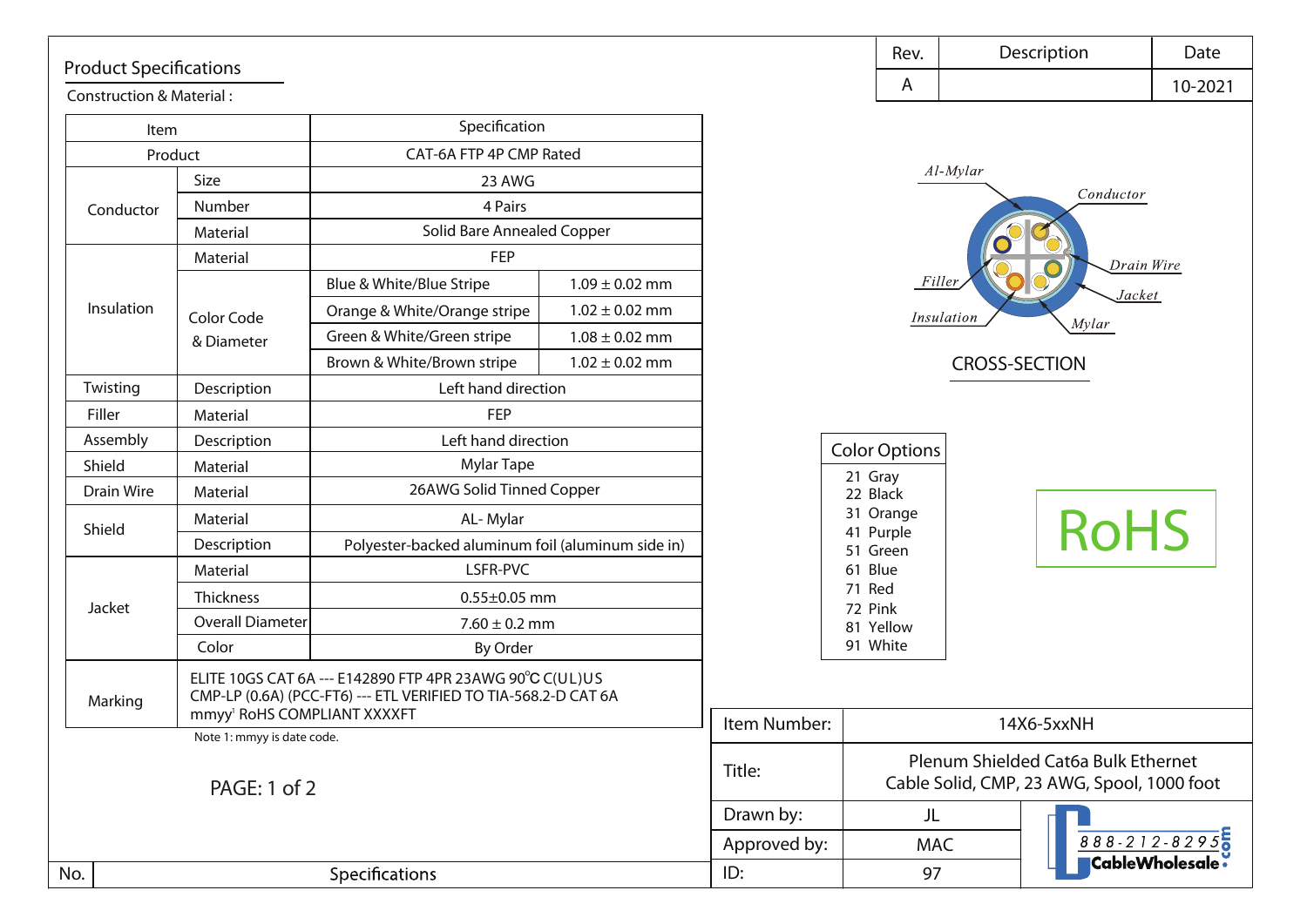## Product Specifications

Construction & Material :

| Item | | Specification | |
|---|---|---|---|
| Product | | CAT-6A FTP 4P CMP Rated | |
| Conductor | Size | 23 AWG | |
| | Number | 4 Pairs | |
| | Material | Solid Bare Annealed Copper | |
| Insulation | Material | FEP | |
| | Color Code & Diameter | Blue & White/Blue Stripe | 1.09 ± 0.02 mm |
| | | Orange & White/Orange stripe | 1.02 ± 0.02 mm |
| | | Green & White/Green stripe | 1.08 ± 0.02 mm |
| | | Brown & White/Brown stripe | 1.02 ± 0.02 mm |
| Twisting | Description | Left hand direction | |
| Filler | Material | FEP | |
| Assembly | Description | Left hand direction | |
| Shield | Material | Mylar Tape | |
| Drain Wire | Material | 26AWG Solid Tinned Copper | |
| Shield | Material | AL- Mylar | |
| | Description | Polyester-backed aluminum foil (aluminum side in) | |
| Jacket | Material | LSFR-PVC | |
| | Thickness | 0.55±0.05 mm | |
| | Overall Diameter | 7.60 ± 0.2 mm | |
| | Color | By Order | |
| Marking | ELITE 10GS CAT 6A --- E142890 FTP 4PR 23AWG 90℃ C(UL)US CMP-LP (0.6A) (PCC-FT6) --- ETL VERIFIED TO TIA-568.2-D CAT 6A mmyy[1] RoHS COMPLIANT XXXXFT | | |

Note 1: mmyy is date code.

| Rev. | Description | Date |
|---|---|---|
| A | | 10-2021 |

Al-Mylar, Conductor, Drain Wire, Filler, Jacket, Insulation, Mylar

CROSS-SECTION

| Color Options |
|---|
| 21 Gray |
| 22 Black |
| 31 Orange |
| 41 Purple |
| 51 Green |
| 61 Blue |
| 71 Red |
| 72 Pink |
| 81 Yellow |
| 91 White |

RoHS

| | | |
|---|---|---|
| Item Number: | 14X6-5xxNH | |
| Title: | Plenum Shielded Cat6a Bulk Ethernet Cable Solid, CMP, 23 AWG, Spool, 1000 foot | |
| Drawn by: | JL | 888-212-8295 CableWholesale.com |
| Approved by: | MAC | |
| ID: | 97 | |

| No. | Specifications |
|---|---|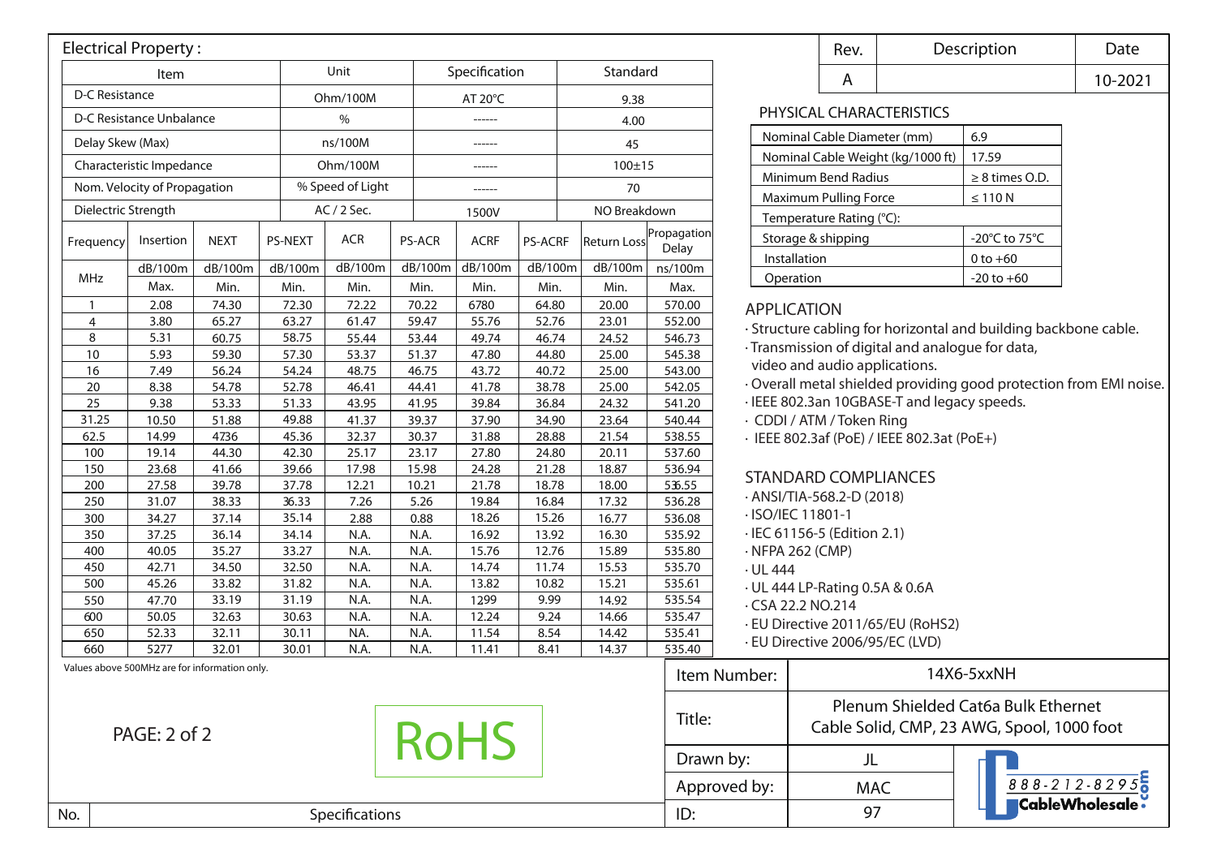## Electrical Property :

| Item | Unit | Specification | Standard |
|---|---|---|---|
| D-C Resistance | Ohm/100M | AT 20°C | 9.38 |
| D-C Resistance Unbalance | % | ------ | 4.00 |
| Delay Skew (Max) | ns/100M | ------ | 45 |
| Characteristic Impedance | Ohm/100M | ------ | 100±15 |
| Nom. Velocity of Propagation | % Speed of Light | ------ | 70 |
| Dielectric Strength | AC / 2 Sec. | 1500V | NO Breakdown |

| Frequency | Insertion | NEXT | PS-NEXT | ACR | PS-ACR | ACRF | PS-ACRF | Return Loss | Propagation Delay |
|---|---|---|---|---|---|---|---|---|---|
| MHz | dB/100m | dB/100m | dB/100m | dB/100m | dB/100m | dB/100m | dB/100m | dB/100m | ns/100m |
| | Max. | Min. | Min. | Min. | Min. | Min. | Min. | Min. | Max. |
| 1 | 2.08 | 74.30 | 72.30 | 72.22 | 70.22 | 6780 | 64.80 | 20.00 | 570.00 |
| 4 | 3.80 | 65.27 | 63.27 | 61.47 | 59.47 | 55.76 | 52.76 | 23.01 | 552.00 |
| 8 | 5.31 | 60.75 | 58.75 | 55.44 | 53.44 | 49.74 | 46.74 | 24.52 | 546.73 |
| 10 | 5.93 | 59.30 | 57.30 | 53.37 | 51.37 | 47.80 | 44.80 | 25.00 | 545.38 |
| 16 | 7.49 | 56.24 | 54.24 | 48.75 | 46.75 | 43.72 | 40.72 | 25.00 | 543.00 |
| 20 | 8.38 | 54.78 | 52.78 | 46.41 | 44.41 | 41.78 | 38.78 | 25.00 | 542.05 |
| 25 | 9.38 | 53.33 | 51.33 | 43.95 | 41.95 | 39.84 | 36.84 | 24.32 | 541.20 |
| 31.25 | 10.50 | 51.88 | 49.88 | 41.37 | 39.37 | 37.90 | 34.90 | 23.64 | 540.44 |
| 62.5 | 14.99 | 4736 | 45.36 | 32.37 | 30.37 | 31.88 | 28.88 | 21.54 | 538.55 |
| 100 | 19.14 | 44.30 | 42.30 | 25.17 | 23.17 | 27.80 | 24.80 | 20.11 | 537.60 |
| 150 | 23.68 | 41.66 | 39.66 | 17.98 | 15.98 | 24.28 | 21.28 | 18.87 | 536.94 |
| 200 | 27.58 | 39.78 | 37.78 | 12.21 | 10.21 | 21.78 | 18.78 | 18.00 | 536.55 |
| 250 | 31.07 | 38.33 | 36.33 | 7.26 | 5.26 | 19.84 | 16.84 | 17.32 | 536.28 |
| 300 | 34.27 | 37.14 | 35.14 | 2.88 | 0.88 | 18.26 | 15.26 | 16.77 | 536.08 |
| 350 | 37.25 | 36.14 | 34.14 | N.A. | N.A. | 16.92 | 13.92 | 16.30 | 535.92 |
| 400 | 40.05 | 35.27 | 33.27 | N.A. | N.A. | 15.76 | 12.76 | 15.89 | 535.80 |
| 450 | 42.71 | 34.50 | 32.50 | N.A. | N.A. | 14.74 | 11.74 | 15.53 | 535.70 |
| 500 | 45.26 | 33.82 | 31.82 | N.A. | N.A. | 13.82 | 10.82 | 15.21 | 535.61 |
| 550 | 47.70 | 33.19 | 31.19 | N.A. | N.A. | 1299 | 9.99 | 14.92 | 535.54 |
| 600 | 50.05 | 32.63 | 30.63 | N.A. | N.A. | 12.24 | 9.24 | 14.66 | 535.47 |
| 650 | 52.33 | 32.11 | 30.11 | NA. | N.A. | 11.54 | 8.54 | 14.42 | 535.41 |
| 660 | 5277 | 32.01 | 30.01 | N.A. | N.A. | 11.41 | 8.41 | 14.37 | 535.40 |

Values above 500MHz are for information only.

| Rev. | Description | Date |
|---|---|---|
| A | | 10-2021 |

## PHYSICAL CHARACTERISTICS

| | |
|---|---|
| Nominal Cable Diameter (mm) | 6.9 |
| Nominal Cable Weight (kg/1000 ft) | 17.59 |
| Minimum Bend Radius | ≥ 8 times O.D. |
| Maximum Pulling Force | ≤ 110 N |
| Temperature Rating (°C): | |
| Storage & shipping | -20°C to 75°C |
| Installation | 0 to +60 |
| Operation | -20 to +60 |

## APPLICATION

- Structure cabling for horizontal and building backbone cable.
- Transmission of digital and analogue for data, video and audio applications.
- Overall metal shielded providing good protection from EMI noise.
- IEEE 802.3an 10GBASE-T and legacy speeds.
- CDDI / ATM / Token Ring
- IEEE 802.3af (PoE) / IEEE 802.3at (PoE+)

## STANDARD COMPLIANCES

- ANSI/TIA-568.2-D (2018)
- ISO/IEC 11801-1
- IEC 61156-5 (Edition 2.1)
- NFPA 262 (CMP)
- UL 444
- UL 444 LP-Rating 0.5A & 0.6A
- CSA 22.2 NO.214
- EU Directive 2011/65/EU (RoHS2)
- EU Directive 2006/95/EC (LVD)

RoHS

| | |
|---|---|
| Item Number: | 14X6-5xxNH |
| Title: | Plenum Shielded Cat6a Bulk Ethernet Cable Solid, CMP, 23 AWG, Spool, 1000 foot |
| Drawn by: | JL |
| Approved by: | MAC |
| ID: | 97 |

No. Specifications

888-212-8295 CableWholesale.com